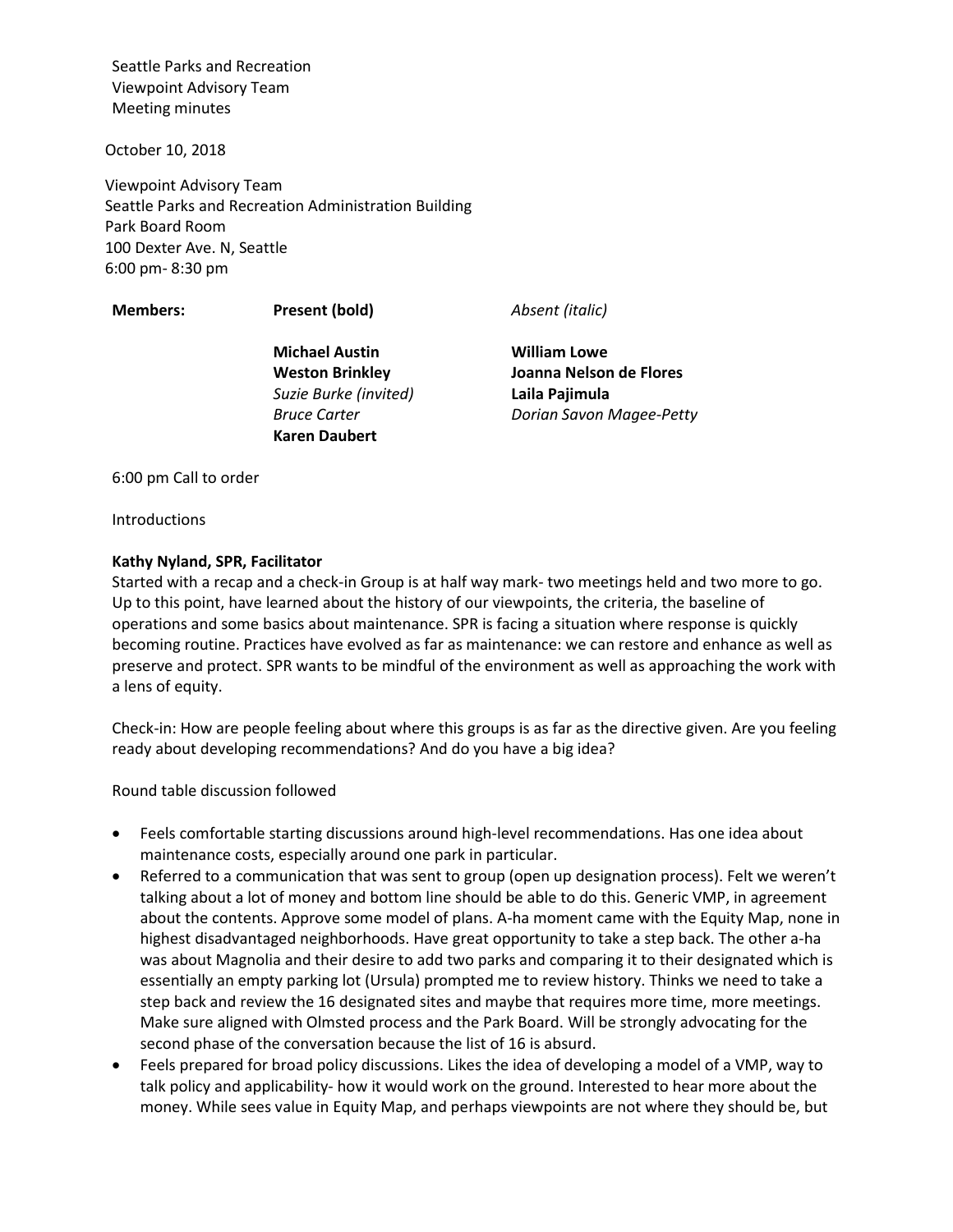Seattle Parks and Recreation
Viewpoint Advisory Team
Meeting minutes

October 10, 2018

Viewpoint Advisory Team
Seattle Parks and Recreation Administration Building
Park Board Room
100 Dexter Ave. N, Seattle
6:00 pm- 8:30 pm

| **Members:** | **Present (bold)** | *Absent (italic)* |
|---|---|---|
| | **Michael Austin** | **William Lowe** |
| | **Weston Brinkley** | **Joanna Nelson de Flores** |
| | *Suzie Burke (invited)* | **Laila Pajimula** |
| | *Bruce Carter* | *Dorian Savon Magee-Petty* |
| | **Karen Daubert** | |

6:00 pm Call to order

Introductions

**Kathy Nyland, SPR, Facilitator**
Started with a recap and a check-in Group is at half way mark- two meetings held and two more to go. Up to this point, have learned about the history of our viewpoints, the criteria, the baseline of operations and some basics about maintenance. SPR is facing a situation where response is quickly becoming routine. Practices have evolved as far as maintenance: we can restore and enhance as well as preserve and protect. SPR wants to be mindful of the environment as well as approaching the work with a lens of equity.

Check-in: How are people feeling about where this groups is as far as the directive given. Are you feeling ready about developing recommendations? And do you have a big idea?

Round table discussion followed

- Feels comfortable starting discussions around high-level recommendations. Has one idea about maintenance costs, especially around one park in particular.
- Referred to a communication that was sent to group (open up designation process). Felt we weren't talking about a lot of money and bottom line should be able to do this. Generic VMP, in agreement about the contents. Approve some model of plans. A-ha moment came with the Equity Map, none in highest disadvantaged neighborhoods. Have great opportunity to take a step back. The other a-ha was about Magnolia and their desire to add two parks and comparing it to their designated which is essentially an empty parking lot (Ursula) prompted me to review history. Thinks we need to take a step back and review the 16 designated sites and maybe that requires more time, more meetings. Make sure aligned with Olmsted process and the Park Board. Will be strongly advocating for the second phase of the conversation because the list of 16 is absurd.
- Feels prepared for broad policy discussions. Likes the idea of developing a model of a VMP, way to talk policy and applicability- how it would work on the ground. Interested to hear more about the money. While sees value in Equity Map, and perhaps viewpoints are not where they should be, but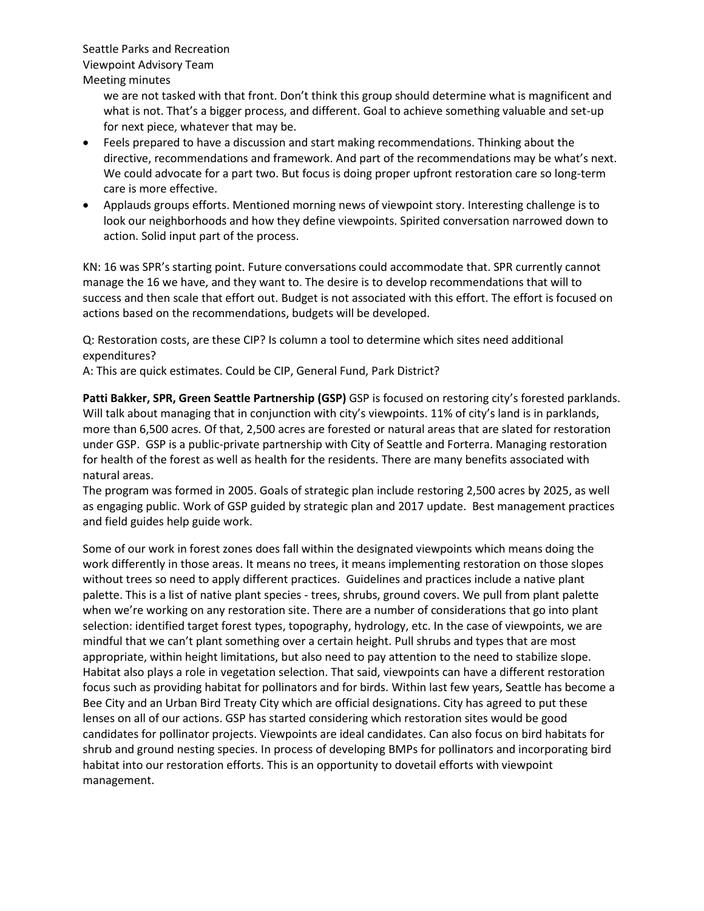we are not tasked with that front. Don't think this group should determine what is magnificent and what is not. That's a bigger process, and different. Goal to achieve something valuable and set-up for next piece, whatever that may be.

- Feels prepared to have a discussion and start making recommendations. Thinking about the directive, recommendations and framework. And part of the recommendations may be what's next. We could advocate for a part two. But focus is doing proper upfront restoration care so long-term care is more effective.
- Applauds groups efforts. Mentioned morning news of viewpoint story. Interesting challenge is to look our neighborhoods and how they define viewpoints. Spirited conversation narrowed down to action. Solid input part of the process.

KN: 16 was SPR's starting point. Future conversations could accommodate that. SPR currently cannot manage the 16 we have, and they want to. The desire is to develop recommendations that will to success and then scale that effort out. Budget is not associated with this effort. The effort is focused on actions based on the recommendations, budgets will be developed.

Q: Restoration costs, are these CIP? Is column a tool to determine which sites need additional expenditures?
A: This are quick estimates. Could be CIP, General Fund, Park District?

**Patti Bakker, SPR, Green Seattle Partnership (GSP)** GSP is focused on restoring city's forested parklands. Will talk about managing that in conjunction with city's viewpoints. 11% of city's land is in parklands, more than 6,500 acres. Of that, 2,500 acres are forested or natural areas that are slated for restoration under GSP. GSP is a public-private partnership with City of Seattle and Forterra. Managing restoration for health of the forest as well as health for the residents. There are many benefits associated with natural areas.
The program was formed in 2005. Goals of strategic plan include restoring 2,500 acres by 2025, as well as engaging public. Work of GSP guided by strategic plan and 2017 update. Best management practices and field guides help guide work.

Some of our work in forest zones does fall within the designated viewpoints which means doing the work differently in those areas. It means no trees, it means implementing restoration on those slopes without trees so need to apply different practices. Guidelines and practices include a native plant palette. This is a list of native plant species - trees, shrubs, ground covers. We pull from plant palette when we're working on any restoration site. There are a number of considerations that go into plant selection: identified target forest types, topography, hydrology, etc. In the case of viewpoints, we are mindful that we can't plant something over a certain height. Pull shrubs and types that are most appropriate, within height limitations, but also need to pay attention to the need to stabilize slope. Habitat also plays a role in vegetation selection. That said, viewpoints can have a different restoration focus such as providing habitat for pollinators and for birds. Within last few years, Seattle has become a Bee City and an Urban Bird Treaty City which are official designations. City has agreed to put these lenses on all of our actions. GSP has started considering which restoration sites would be good candidates for pollinator projects. Viewpoints are ideal candidates. Can also focus on bird habitats for shrub and ground nesting species. In process of developing BMPs for pollinators and incorporating bird habitat into our restoration efforts. This is an opportunity to dovetail efforts with viewpoint management.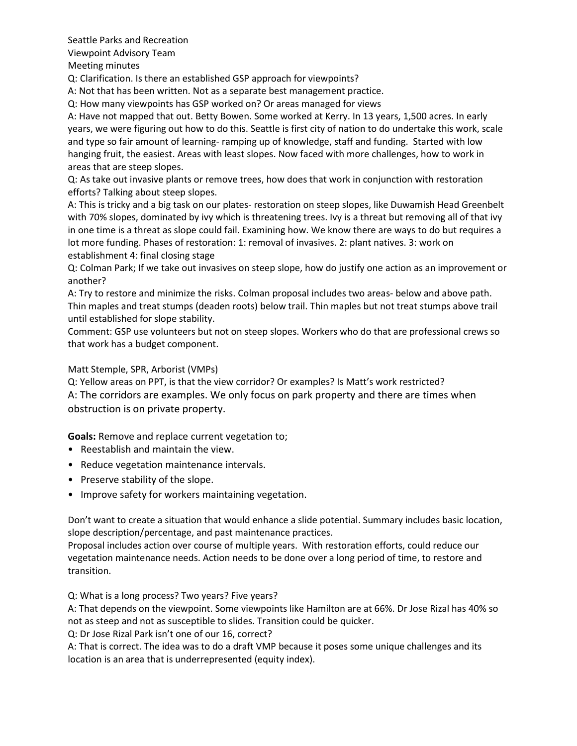Seattle Parks and Recreation
Viewpoint Advisory Team
Meeting minutes

Q: Clarification. Is there an established GSP approach for viewpoints?
A: Not that has been written. Not as a separate best management practice.

Q: How many viewpoints has GSP worked on? Or areas managed for views
A: Have not mapped that out. Betty Bowen. Some worked at Kerry. In 13 years, 1,500 acres. In early years, we were figuring out how to do this. Seattle is first city of nation to do undertake this work, scale and type so fair amount of learning- ramping up of knowledge, staff and funding. Started with low hanging fruit, the easiest. Areas with least slopes. Now faced with more challenges, how to work in areas that are steep slopes.

Q: As take out invasive plants or remove trees, how does that work in conjunction with restoration efforts? Talking about steep slopes.
A: This is tricky and a big task on our plates- restoration on steep slopes, like Duwamish Head Greenbelt with 70% slopes, dominated by ivy which is threatening trees. Ivy is a threat but removing all of that ivy in one time is a threat as slope could fail. Examining how. We know there are ways to do but requires a lot more funding. Phases of restoration: 1: removal of invasives. 2: plant natives. 3: work on establishment 4: final closing stage

Q: Colman Park; If we take out invasives on steep slope, how do justify one action as an improvement or another?
A: Try to restore and minimize the risks. Colman proposal includes two areas- below and above path. Thin maples and treat stumps (deaden roots) below trail. Thin maples but not treat stumps above trail until established for slope stability.

Comment: GSP use volunteers but not on steep slopes. Workers who do that are professional crews so that work has a budget component.

Matt Stemple, SPR, Arborist (VMPs)

Q: Yellow areas on PPT, is that the view corridor? Or examples? Is Matt's work restricted?
A: The corridors are examples. We only focus on park property and there are times when obstruction is on private property.

**Goals:** Remove and replace current vegetation to;

- Reestablish and maintain the view.
- Reduce vegetation maintenance intervals.
- Preserve stability of the slope.
- Improve safety for workers maintaining vegetation.

Don't want to create a situation that would enhance a slide potential. Summary includes basic location, slope description/percentage, and past maintenance practices.
Proposal includes action over course of multiple years. With restoration efforts, could reduce our vegetation maintenance needs. Action needs to be done over a long period of time, to restore and transition.

Q: What is a long process? Two years? Five years?
A: That depends on the viewpoint. Some viewpoints like Hamilton are at 66%. Dr Jose Rizal has 40% so not as steep and not as susceptible to slides. Transition could be quicker.

Q: Dr Jose Rizal Park isn't one of our 16, correct?
A: That is correct. The idea was to do a draft VMP because it poses some unique challenges and its location is an area that is underrepresented (equity index).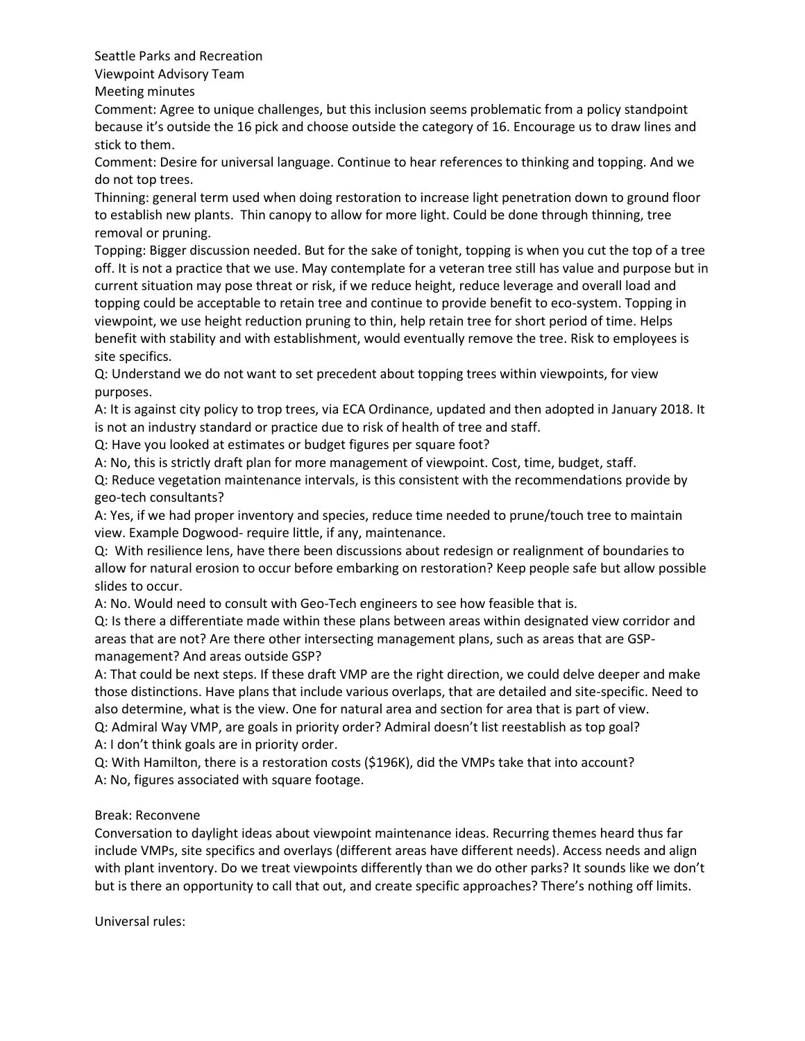Seattle Parks and Recreation

Viewpoint Advisory Team

Meeting minutes

Comment: Agree to unique challenges, but this inclusion seems problematic from a policy standpoint because it's outside the 16 pick and choose outside the category of 16. Encourage us to draw lines and stick to them.

Comment: Desire for universal language. Continue to hear references to thinking and topping. And we do not top trees.

Thinning: general term used when doing restoration to increase light penetration down to ground floor to establish new plants. Thin canopy to allow for more light. Could be done through thinning, tree removal or pruning.

Topping: Bigger discussion needed. But for the sake of tonight, topping is when you cut the top of a tree off. It is not a practice that we use. May contemplate for a veteran tree still has value and purpose but in current situation may pose threat or risk, if we reduce height, reduce leverage and overall load and topping could be acceptable to retain tree and continue to provide benefit to eco-system. Topping in viewpoint, we use height reduction pruning to thin, help retain tree for short period of time. Helps benefit with stability and with establishment, would eventually remove the tree. Risk to employees is site specifics.

Q: Understand we do not want to set precedent about topping trees within viewpoints, for view purposes.

A: It is against city policy to trop trees, via ECA Ordinance, updated and then adopted in January 2018. It is not an industry standard or practice due to risk of health of tree and staff.

Q: Have you looked at estimates or budget figures per square foot?

A: No, this is strictly draft plan for more management of viewpoint. Cost, time, budget, staff.

Q: Reduce vegetation maintenance intervals, is this consistent with the recommendations provide by geo-tech consultants?

A: Yes, if we had proper inventory and species, reduce time needed to prune/touch tree to maintain view. Example Dogwood- require little, if any, maintenance.

Q: With resilience lens, have there been discussions about redesign or realignment of boundaries to allow for natural erosion to occur before embarking on restoration? Keep people safe but allow possible slides to occur.

A: No. Would need to consult with Geo-Tech engineers to see how feasible that is.

Q: Is there a differentiate made within these plans between areas within designated view corridor and areas that are not? Are there other intersecting management plans, such as areas that are GSP-management? And areas outside GSP?

A: That could be next steps. If these draft VMP are the right direction, we could delve deeper and make those distinctions. Have plans that include various overlaps, that are detailed and site-specific. Need to also determine, what is the view. One for natural area and section for area that is part of view.

Q: Admiral Way VMP, are goals in priority order? Admiral doesn't list reestablish as top goal?

A: I don't think goals are in priority order.

Q: With Hamilton, there is a restoration costs ($196K), did the VMPs take that into account?

A: No, figures associated with square footage.

Break: Reconvene

Conversation to daylight ideas about viewpoint maintenance ideas. Recurring themes heard thus far include VMPs, site specifics and overlays (different areas have different needs). Access needs and align with plant inventory. Do we treat viewpoints differently than we do other parks? It sounds like we don't but is there an opportunity to call that out, and create specific approaches? There's nothing off limits.

Universal rules: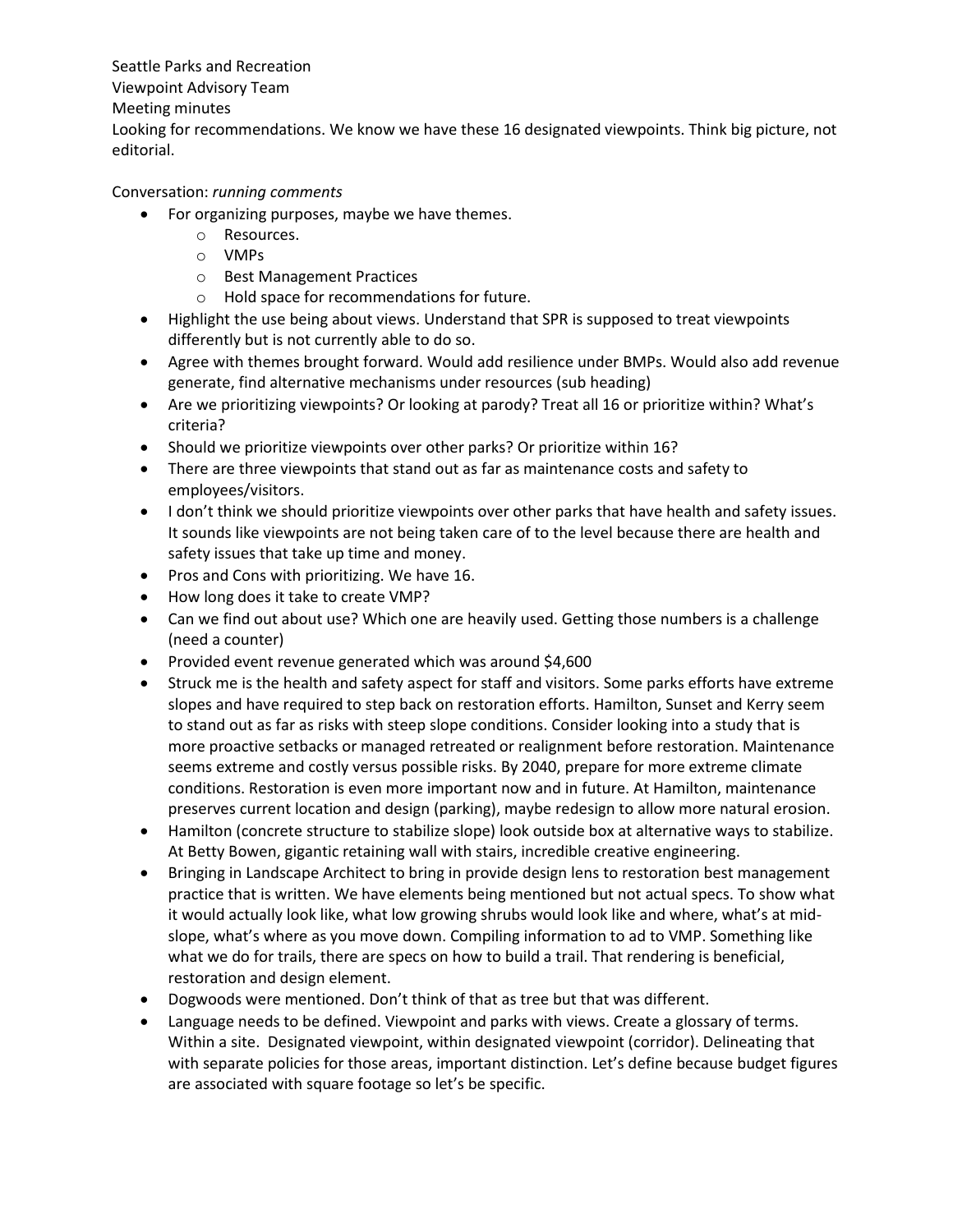Seattle Parks and Recreation

Viewpoint Advisory Team

Meeting minutes

Looking for recommendations. We know we have these 16 designated viewpoints. Think big picture, not editorial.

Conversation: *running comments*

- For organizing purposes, maybe we have themes.
  - Resources.
  - VMPs
  - Best Management Practices
  - Hold space for recommendations for future.
- Highlight the use being about views. Understand that SPR is supposed to treat viewpoints differently but is not currently able to do so.
- Agree with themes brought forward. Would add resilience under BMPs. Would also add revenue generate, find alternative mechanisms under resources (sub heading)
- Are we prioritizing viewpoints? Or looking at parody? Treat all 16 or prioritize within? What's criteria?
- Should we prioritize viewpoints over other parks? Or prioritize within 16?
- There are three viewpoints that stand out as far as maintenance costs and safety to employees/visitors.
- I don't think we should prioritize viewpoints over other parks that have health and safety issues. It sounds like viewpoints are not being taken care of to the level because there are health and safety issues that take up time and money.
- Pros and Cons with prioritizing. We have 16.
- How long does it take to create VMP?
- Can we find out about use? Which one are heavily used. Getting those numbers is a challenge (need a counter)
- Provided event revenue generated which was around $4,600
- Struck me is the health and safety aspect for staff and visitors. Some parks efforts have extreme slopes and have required to step back on restoration efforts. Hamilton, Sunset and Kerry seem to stand out as far as risks with steep slope conditions. Consider looking into a study that is more proactive setbacks or managed retreated or realignment before restoration. Maintenance seems extreme and costly versus possible risks. By 2040, prepare for more extreme climate conditions. Restoration is even more important now and in future. At Hamilton, maintenance preserves current location and design (parking), maybe redesign to allow more natural erosion.
- Hamilton (concrete structure to stabilize slope) look outside box at alternative ways to stabilize. At Betty Bowen, gigantic retaining wall with stairs, incredible creative engineering.
- Bringing in Landscape Architect to bring in provide design lens to restoration best management practice that is written. We have elements being mentioned but not actual specs. To show what it would actually look like, what low growing shrubs would look like and where, what's at mid-slope, what's where as you move down. Compiling information to ad to VMP. Something like what we do for trails, there are specs on how to build a trail. That rendering is beneficial, restoration and design element.
- Dogwoods were mentioned. Don't think of that as tree but that was different.
- Language needs to be defined. Viewpoint and parks with views. Create a glossary of terms. Within a site. Designated viewpoint, within designated viewpoint (corridor). Delineating that with separate policies for those areas, important distinction. Let's define because budget figures are associated with square footage so let's be specific.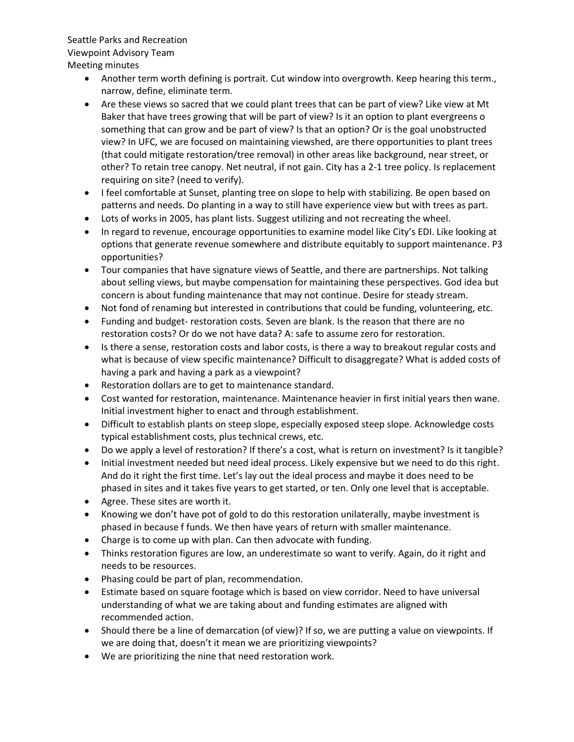Seattle Parks and Recreation
Viewpoint Advisory Team
Meeting minutes

- Another term worth defining is portrait. Cut window into overgrowth. Keep hearing this term., narrow, define, eliminate term.
- Are these views so sacred that we could plant trees that can be part of view? Like view at Mt Baker that have trees growing that will be part of view? Is it an option to plant evergreens o something that can grow and be part of view? Is that an option? Or is the goal unobstructed view? In UFC, we are focused on maintaining viewshed, are there opportunities to plant trees (that could mitigate restoration/tree removal) in other areas like background, near street, or other? To retain tree canopy. Net neutral, if not gain. City has a 2-1 tree policy. Is replacement requiring on site? (need to verify).
- I feel comfortable at Sunset, planting tree on slope to help with stabilizing. Be open based on patterns and needs. Do planting in a way to still have experience view but with trees as part.
- Lots of works in 2005, has plant lists. Suggest utilizing and not recreating the wheel.
- In regard to revenue, encourage opportunities to examine model like City's EDI. Like looking at options that generate revenue somewhere and distribute equitably to support maintenance. P3 opportunities?
- Tour companies that have signature views of Seattle, and there are partnerships. Not talking about selling views, but maybe compensation for maintaining these perspectives. God idea but concern is about funding maintenance that may not continue. Desire for steady stream.
- Not fond of renaming but interested in contributions that could be funding, volunteering, etc.
- Funding and budget- restoration costs. Seven are blank. Is the reason that there are no restoration costs? Or do we not have data? A: safe to assume zero for restoration.
- Is there a sense, restoration costs and labor costs, is there a way to breakout regular costs and what is because of view specific maintenance? Difficult to disaggregate? What is added costs of having a park and having a park as a viewpoint?
- Restoration dollars are to get to maintenance standard.
- Cost wanted for restoration, maintenance. Maintenance heavier in first initial years then wane. Initial investment higher to enact and through establishment.
- Difficult to establish plants on steep slope, especially exposed steep slope. Acknowledge costs typical establishment costs, plus technical crews, etc.
- Do we apply a level of restoration? If there's a cost, what is return on investment? Is it tangible?
- Initial investment needed but need ideal process. Likely expensive but we need to do this right. And do it right the first time. Let's lay out the ideal process and maybe it does need to be phased in sites and it takes five years to get started, or ten. Only one level that is acceptable.
- Agree. These sites are worth it.
- Knowing we don't have pot of gold to do this restoration unilaterally, maybe investment is phased in because f funds. We then have years of return with smaller maintenance.
- Charge is to come up with plan. Can then advocate with funding.
- Thinks restoration figures are low, an underestimate so want to verify. Again, do it right and needs to be resources.
- Phasing could be part of plan, recommendation.
- Estimate based on square footage which is based on view corridor. Need to have universal understanding of what we are taking about and funding estimates are aligned with recommended action.
- Should there be a line of demarcation (of view)? If so, we are putting a value on viewpoints. If we are doing that, doesn't it mean we are prioritizing viewpoints?
- We are prioritizing the nine that need restoration work.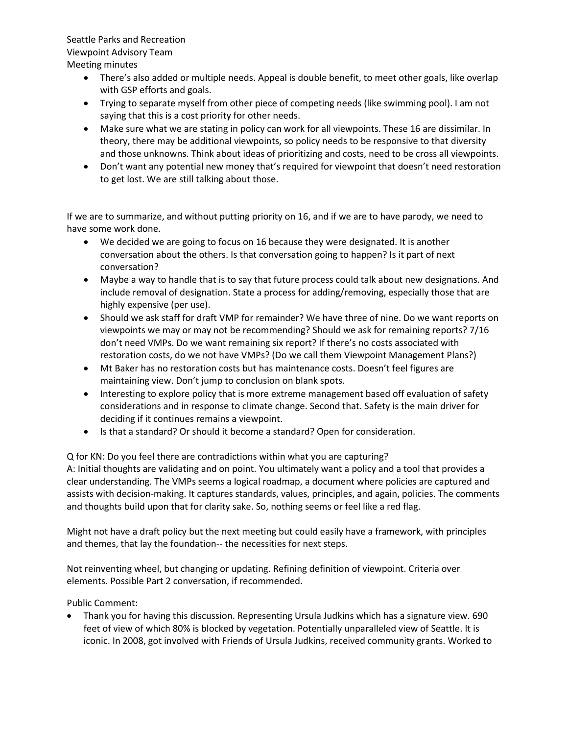Seattle Parks and Recreation
Viewpoint Advisory Team
Meeting minutes

- There's also added or multiple needs. Appeal is double benefit, to meet other goals, like overlap with GSP efforts and goals.
- Trying to separate myself from other piece of competing needs (like swimming pool). I am not saying that this is a cost priority for other needs.
- Make sure what we are stating in policy can work for all viewpoints. These 16 are dissimilar. In theory, there may be additional viewpoints, so policy needs to be responsive to that diversity and those unknowns. Think about ideas of prioritizing and costs, need to be cross all viewpoints.
- Don't want any potential new money that's required for viewpoint that doesn't need restoration to get lost. We are still talking about those.

If we are to summarize, and without putting priority on 16, and if we are to have parody, we need to have some work done.

- We decided we are going to focus on 16 because they were designated. It is another conversation about the others. Is that conversation going to happen? Is it part of next conversation?
- Maybe a way to handle that is to say that future process could talk about new designations. And include removal of designation. State a process for adding/removing, especially those that are highly expensive (per use).
- Should we ask staff for draft VMP for remainder? We have three of nine. Do we want reports on viewpoints we may or may not be recommending? Should we ask for remaining reports? 7/16 don't need VMPs. Do we want remaining six report? If there's no costs associated with restoration costs, do we not have VMPs? (Do we call them Viewpoint Management Plans?)
- Mt Baker has no restoration costs but has maintenance costs. Doesn't feel figures are maintaining view. Don't jump to conclusion on blank spots.
- Interesting to explore policy that is more extreme management based off evaluation of safety considerations and in response to climate change. Second that. Safety is the main driver for deciding if it continues remains a viewpoint.
- Is that a standard? Or should it become a standard? Open for consideration.

Q for KN: Do you feel there are contradictions within what you are capturing?
A: Initial thoughts are validating and on point. You ultimately want a policy and a tool that provides a clear understanding. The VMPs seems a logical roadmap, a document where policies are captured and assists with decision-making. It captures standards, values, principles, and again, policies. The comments and thoughts build upon that for clarity sake. So, nothing seems or feel like a red flag.

Might not have a draft policy but the next meeting but could easily have a framework, with principles and themes, that lay the foundation-- the necessities for next steps.

Not reinventing wheel, but changing or updating. Refining definition of viewpoint. Criteria over elements. Possible Part 2 conversation, if recommended.

Public Comment:

- Thank you for having this discussion. Representing Ursula Judkins which has a signature view. 690 feet of view of which 80% is blocked by vegetation. Potentially unparalleled view of Seattle. It is iconic. In 2008, got involved with Friends of Ursula Judkins, received community grants. Worked to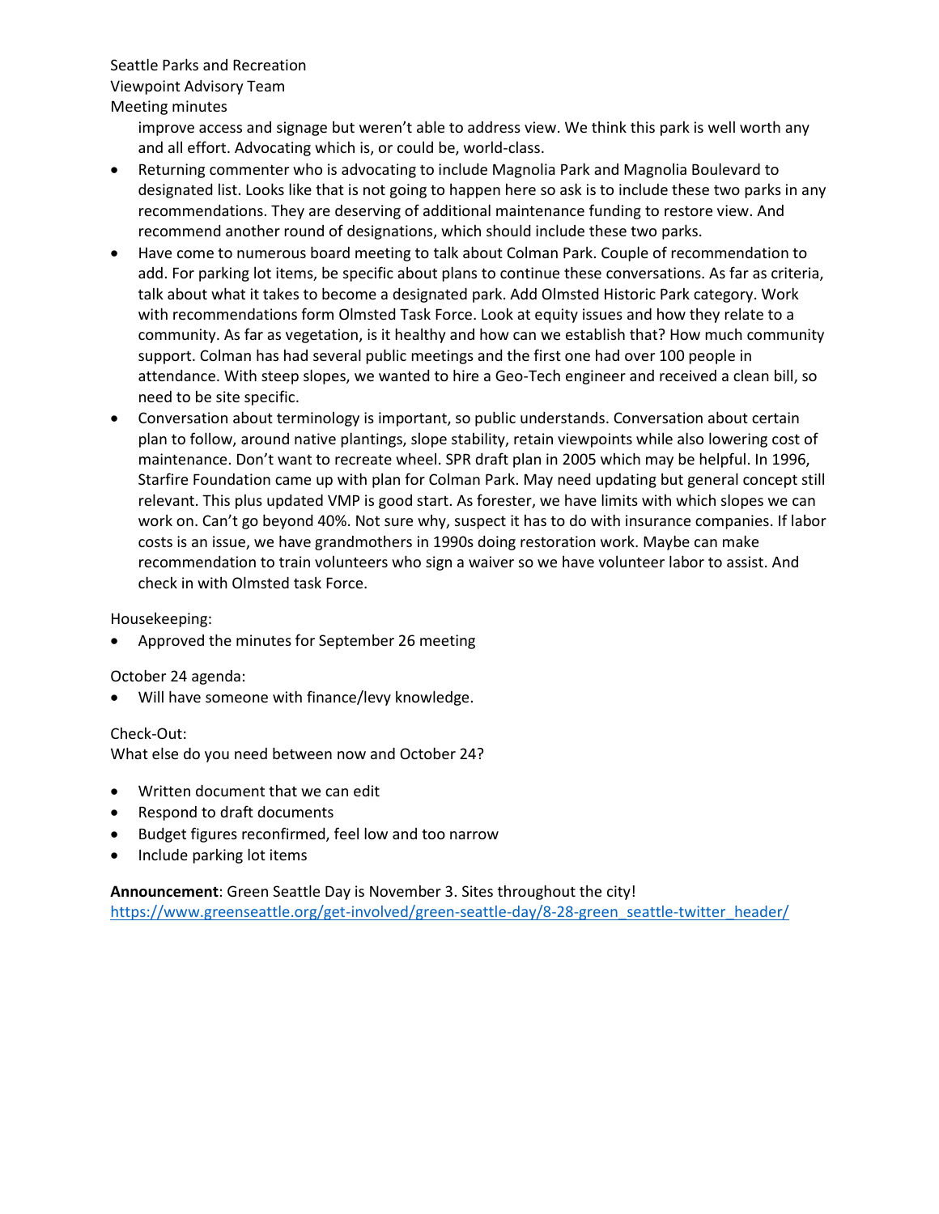improve access and signage but weren't able to address view. We think this park is well worth any and all effort. Advocating which is, or could be, world-class.

- Returning commenter who is advocating to include Magnolia Park and Magnolia Boulevard to designated list. Looks like that is not going to happen here so ask is to include these two parks in any recommendations. They are deserving of additional maintenance funding to restore view. And recommend another round of designations, which should include these two parks.
- Have come to numerous board meeting to talk about Colman Park. Couple of recommendation to add. For parking lot items, be specific about plans to continue these conversations. As far as criteria, talk about what it takes to become a designated park. Add Olmsted Historic Park category. Work with recommendations form Olmsted Task Force. Look at equity issues and how they relate to a community. As far as vegetation, is it healthy and how can we establish that? How much community support. Colman has had several public meetings and the first one had over 100 people in attendance. With steep slopes, we wanted to hire a Geo-Tech engineer and received a clean bill, so need to be site specific.
- Conversation about terminology is important, so public understands. Conversation about certain plan to follow, around native plantings, slope stability, retain viewpoints while also lowering cost of maintenance. Don't want to recreate wheel. SPR draft plan in 2005 which may be helpful. In 1996, Starfire Foundation came up with plan for Colman Park. May need updating but general concept still relevant. This plus updated VMP is good start. As forester, we have limits with which slopes we can work on. Can't go beyond 40%. Not sure why, suspect it has to do with insurance companies. If labor costs is an issue, we have grandmothers in 1990s doing restoration work. Maybe can make recommendation to train volunteers who sign a waiver so we have volunteer labor to assist. And check in with Olmsted task Force.

Housekeeping:

- Approved the minutes for September 26 meeting

October 24 agenda:

- Will have someone with finance/levy knowledge.

Check-Out:

What else do you need between now and October 24?

- Written document that we can edit
- Respond to draft documents
- Budget figures reconfirmed, feel low and too narrow
- Include parking lot items

**Announcement**: Green Seattle Day is November 3. Sites throughout the city!
https://www.greenseattle.org/get-involved/green-seattle-day/8-28-green_seattle-twitter_header/